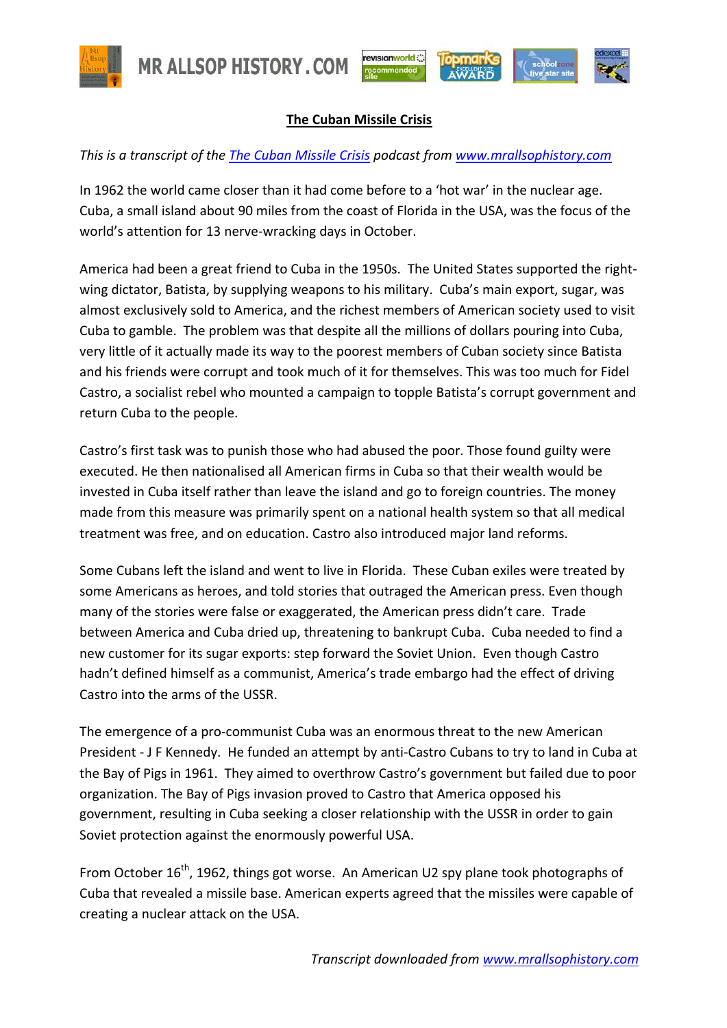# The Cuban Missile Crisis

*This is a transcript of the The Cuban Missile Crisis podcast from www.mrallsophistory.com*

In 1962 the world came closer than it had come before to a 'hot war' in the nuclear age. Cuba, a small island about 90 miles from the coast of Florida in the USA, was the focus of the world's attention for 13 nerve-wracking days in October.

America had been a great friend to Cuba in the 1950s. The United States supported the right-wing dictator, Batista, by supplying weapons to his military. Cuba's main export, sugar, was almost exclusively sold to America, and the richest members of American society used to visit Cuba to gamble. The problem was that despite all the millions of dollars pouring into Cuba, very little of it actually made its way to the poorest members of Cuban society since Batista and his friends were corrupt and took much of it for themselves. This was too much for Fidel Castro, a socialist rebel who mounted a campaign to topple Batista's corrupt government and return Cuba to the people.

Castro's first task was to punish those who had abused the poor. Those found guilty were executed. He then nationalised all American firms in Cuba so that their wealth would be invested in Cuba itself rather than leave the island and go to foreign countries. The money made from this measure was primarily spent on a national health system so that all medical treatment was free, and on education. Castro also introduced major land reforms.

Some Cubans left the island and went to live in Florida. These Cuban exiles were treated by some Americans as heroes, and told stories that outraged the American press. Even though many of the stories were false or exaggerated, the American press didn't care. Trade between America and Cuba dried up, threatening to bankrupt Cuba. Cuba needed to find a new customer for its sugar exports: step forward the Soviet Union. Even though Castro hadn't defined himself as a communist, America's trade embargo had the effect of driving Castro into the arms of the USSR.

The emergence of a pro-communist Cuba was an enormous threat to the new American President - J F Kennedy. He funded an attempt by anti-Castro Cubans to try to land in Cuba at the Bay of Pigs in 1961. They aimed to overthrow Castro's government but failed due to poor organization. The Bay of Pigs invasion proved to Castro that America opposed his government, resulting in Cuba seeking a closer relationship with the USSR in order to gain Soviet protection against the enormously powerful USA.

From October 16th, 1962, things got worse. An American U2 spy plane took photographs of Cuba that revealed a missile base. American experts agreed that the missiles were capable of creating a nuclear attack on the USA.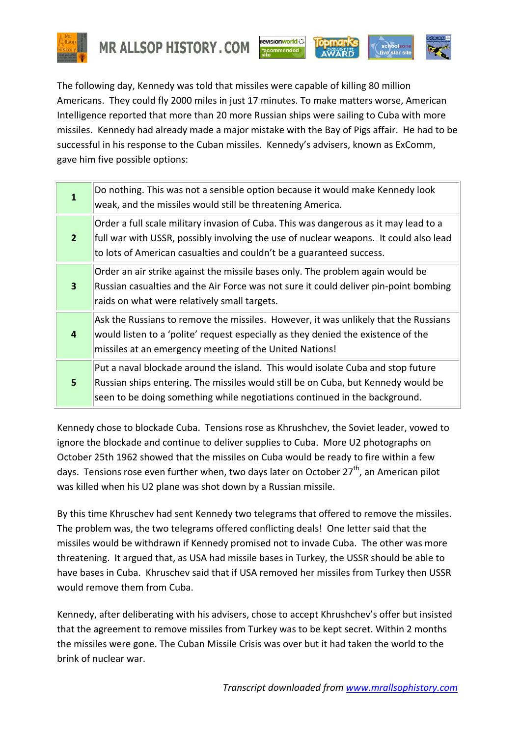The following day, Kennedy was told that missiles were capable of killing 80 million Americans. They could fly 2000 miles in just 17 minutes. To make matters worse, American Intelligence reported that more than 20 more Russian ships were sailing to Cuba with more missiles. Kennedy had already made a major mistake with the Bay of Pigs affair. He had to be successful in his response to the Cuban missiles. Kennedy's advisers, known as ExComm, gave him five possible options:

| | |
|---|---|
| **1** | Do nothing. This was not a sensible option because it would make Kennedy look weak, and the missiles would still be threatening America. |
| **2** | Order a full scale military invasion of Cuba. This was dangerous as it may lead to a full war with USSR, possibly involving the use of nuclear weapons. It could also lead to lots of American casualties and couldn't be a guaranteed success. |
| **3** | Order an air strike against the missile bases only. The problem again would be Russian casualties and the Air Force was not sure it could deliver pin-point bombing raids on what were relatively small targets. |
| **4** | Ask the Russians to remove the missiles. However, it was unlikely that the Russians would listen to a 'polite' request especially as they denied the existence of the missiles at an emergency meeting of the United Nations! |
| **5** | Put a naval blockade around the island. This would isolate Cuba and stop future Russian ships entering. The missiles would still be on Cuba, but Kennedy would be seen to be doing something while negotiations continued in the background. |

Kennedy chose to blockade Cuba. Tensions rose as Khrushchev, the Soviet leader, vowed to ignore the blockade and continue to deliver supplies to Cuba. More U2 photographs on October 25th 1962 showed that the missiles on Cuba would be ready to fire within a few days. Tensions rose even further when, two days later on October 27th, an American pilot was killed when his U2 plane was shot down by a Russian missile.

By this time Khruschev had sent Kennedy two telegrams that offered to remove the missiles. The problem was, the two telegrams offered conflicting deals! One letter said that the missiles would be withdrawn if Kennedy promised not to invade Cuba. The other was more threatening. It argued that, as USA had missile bases in Turkey, the USSR should be able to have bases in Cuba. Khruschev said that if USA removed her missiles from Turkey then USSR would remove them from Cuba.

Kennedy, after deliberating with his advisers, chose to accept Khrushchev's offer but insisted that the agreement to remove missiles from Turkey was to be kept secret. Within 2 months the missiles were gone. The Cuban Missile Crisis was over but it had taken the world to the brink of nuclear war.

*Transcript downloaded from [www.mrallsophistory.com](www.mrallsophistory.com)*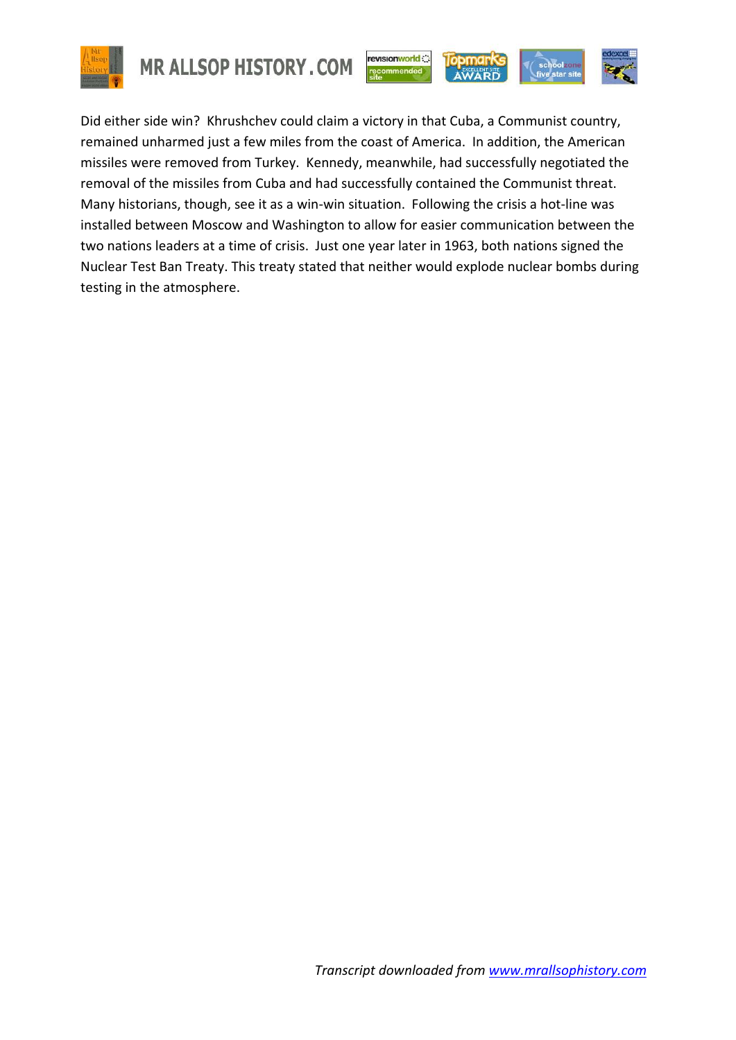Did either side win? Khrushchev could claim a victory in that Cuba, a Communist country, remained unharmed just a few miles from the coast of America. In addition, the American missiles were removed from Turkey. Kennedy, meanwhile, had successfully negotiated the removal of the missiles from Cuba and had successfully contained the Communist threat. Many historians, though, see it as a win-win situation. Following the crisis a hot-line was installed between Moscow and Washington to allow for easier communication between the two nations leaders at a time of crisis. Just one year later in 1963, both nations signed the Nuclear Test Ban Treaty. This treaty stated that neither would explode nuclear bombs during testing in the atmosphere.